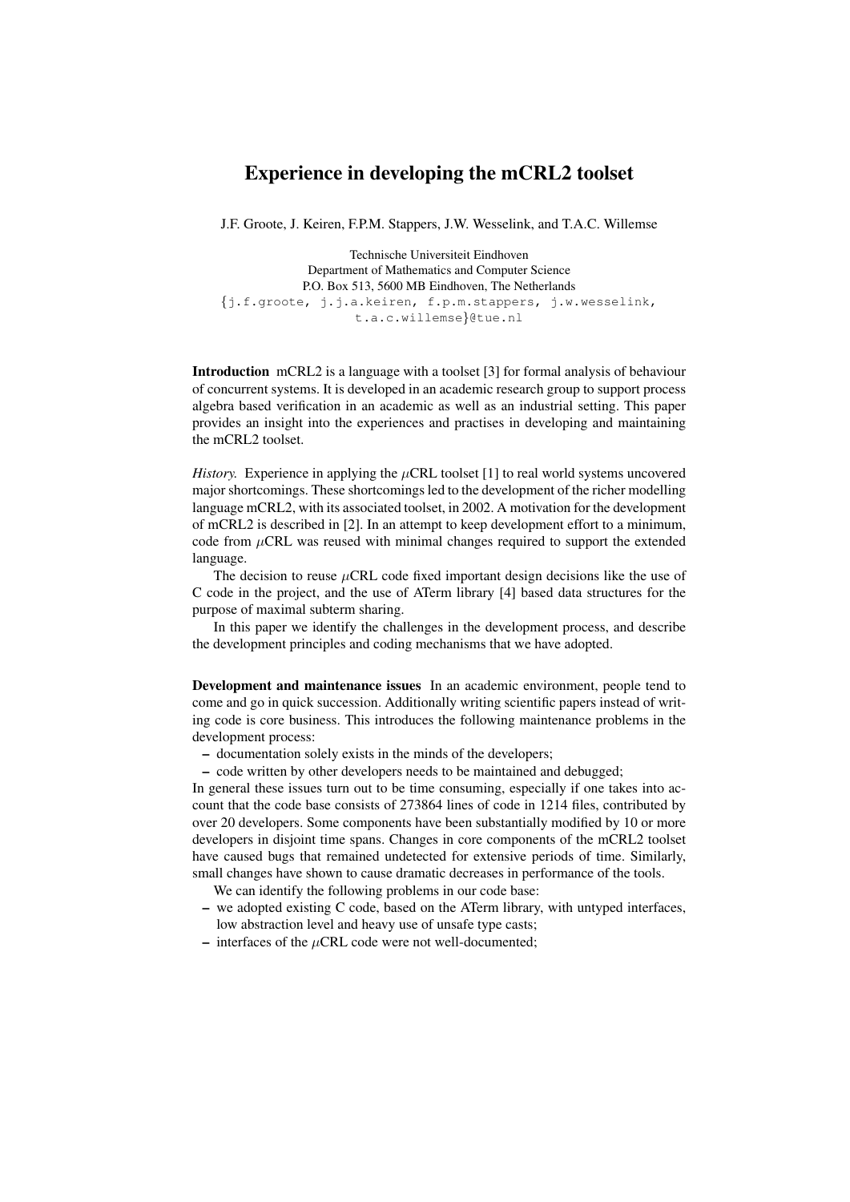# Experience in developing the mCRL2 toolset

J.F. Groote, J. Keiren, F.P.M. Stappers, J.W. Wesselink, and T.A.C. Willemse

Technische Universiteit Eindhoven
Department of Mathematics and Computer Science
P.O. Box 513, 5600 MB Eindhoven, The Netherlands
{j.f.groote, j.j.a.keiren, f.p.m.stappers, j.w.wesselink, t.a.c.willemse}@tue.nl

**Introduction** mCRL2 is a language with a toolset [3] for formal analysis of behaviour of concurrent systems. It is developed in an academic research group to support process algebra based verification in an academic as well as an industrial setting. This paper provides an insight into the experiences and practises in developing and maintaining the mCRL2 toolset.

*History.* Experience in applying the $\mu$CRL toolset [1] to real world systems uncovered major shortcomings. These shortcomings led to the development of the richer modelling language mCRL2, with its associated toolset, in 2002. A motivation for the development of mCRL2 is described in [2]. In an attempt to keep development effort to a minimum, code from $\mu$CRL was reused with minimal changes required to support the extended language.

The decision to reuse $\mu$CRL code fixed important design decisions like the use of C code in the project, and the use of ATerm library [4] based data structures for the purpose of maximal subterm sharing.

In this paper we identify the challenges in the development process, and describe the development principles and coding mechanisms that we have adopted.

**Development and maintenance issues** In an academic environment, people tend to come and go in quick succession. Additionally writing scientific papers instead of writing code is core business. This introduces the following maintenance problems in the development process:

- documentation solely exists in the minds of the developers;
- code written by other developers needs to be maintained and debugged;

In general these issues turn out to be time consuming, especially if one takes into account that the code base consists of 273864 lines of code in 1214 files, contributed by over 20 developers. Some components have been substantially modified by 10 or more developers in disjoint time spans. Changes in core components of the mCRL2 toolset have caused bugs that remained undetected for extensive periods of time. Similarly, small changes have shown to cause dramatic decreases in performance of the tools.

We can identify the following problems in our code base:

- we adopted existing C code, based on the ATerm library, with untyped interfaces, low abstraction level and heavy use of unsafe type casts;
- interfaces of the $\mu$CRL code were not well-documented;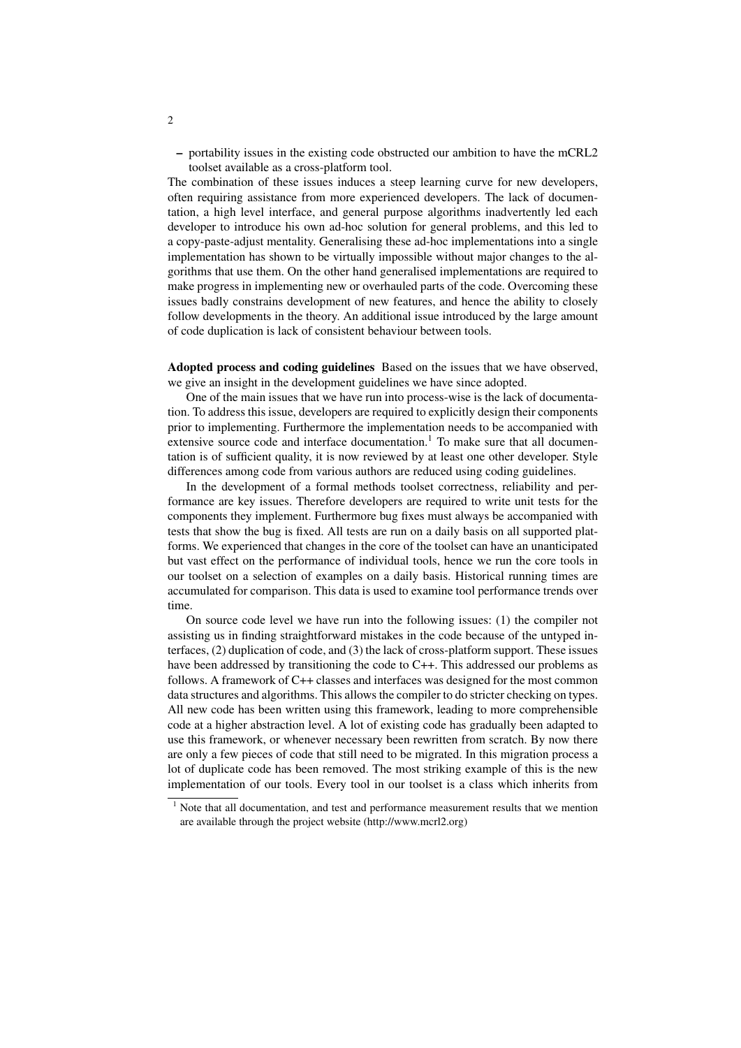– portability issues in the existing code obstructed our ambition to have the mCRL2 toolset available as a cross-platform tool.

The combination of these issues induces a steep learning curve for new developers, often requiring assistance from more experienced developers. The lack of documentation, a high level interface, and general purpose algorithms inadvertently led each developer to introduce his own ad-hoc solution for general problems, and this led to a copy-paste-adjust mentality. Generalising these ad-hoc implementations into a single implementation has shown to be virtually impossible without major changes to the algorithms that use them. On the other hand generalised implementations are required to make progress in implementing new or overhauled parts of the code. Overcoming these issues badly constrains development of new features, and hence the ability to closely follow developments in the theory. An additional issue introduced by the large amount of code duplication is lack of consistent behaviour between tools.

**Adopted process and coding guidelines** Based on the issues that we have observed, we give an insight in the development guidelines we have since adopted.

One of the main issues that we have run into process-wise is the lack of documentation. To address this issue, developers are required to explicitly design their components prior to implementing. Furthermore the implementation needs to be accompanied with extensive source code and interface documentation.[1] To make sure that all documentation is of sufficient quality, it is now reviewed by at least one other developer. Style differences among code from various authors are reduced using coding guidelines.

In the development of a formal methods toolset correctness, reliability and performance are key issues. Therefore developers are required to write unit tests for the components they implement. Furthermore bug fixes must always be accompanied with tests that show the bug is fixed. All tests are run on a daily basis on all supported platforms. We experienced that changes in the core of the toolset can have an unanticipated but vast effect on the performance of individual tools, hence we run the core tools in our toolset on a selection of examples on a daily basis. Historical running times are accumulated for comparison. This data is used to examine tool performance trends over time.

On source code level we have run into the following issues: (1) the compiler not assisting us in finding straightforward mistakes in the code because of the untyped interfaces, (2) duplication of code, and (3) the lack of cross-platform support. These issues have been addressed by transitioning the code to C++. This addressed our problems as follows. A framework of C++ classes and interfaces was designed for the most common data structures and algorithms. This allows the compiler to do stricter checking on types. All new code has been written using this framework, leading to more comprehensible code at a higher abstraction level. A lot of existing code has gradually been adapted to use this framework, or whenever necessary been rewritten from scratch. By now there are only a few pieces of code that still need to be migrated. In this migration process a lot of duplicate code has been removed. The most striking example of this is the new implementation of our tools. Every tool in our toolset is a class which inherits from

[1] Note that all documentation, and test and performance measurement results that we mention are available through the project website (http://www.mcrl2.org)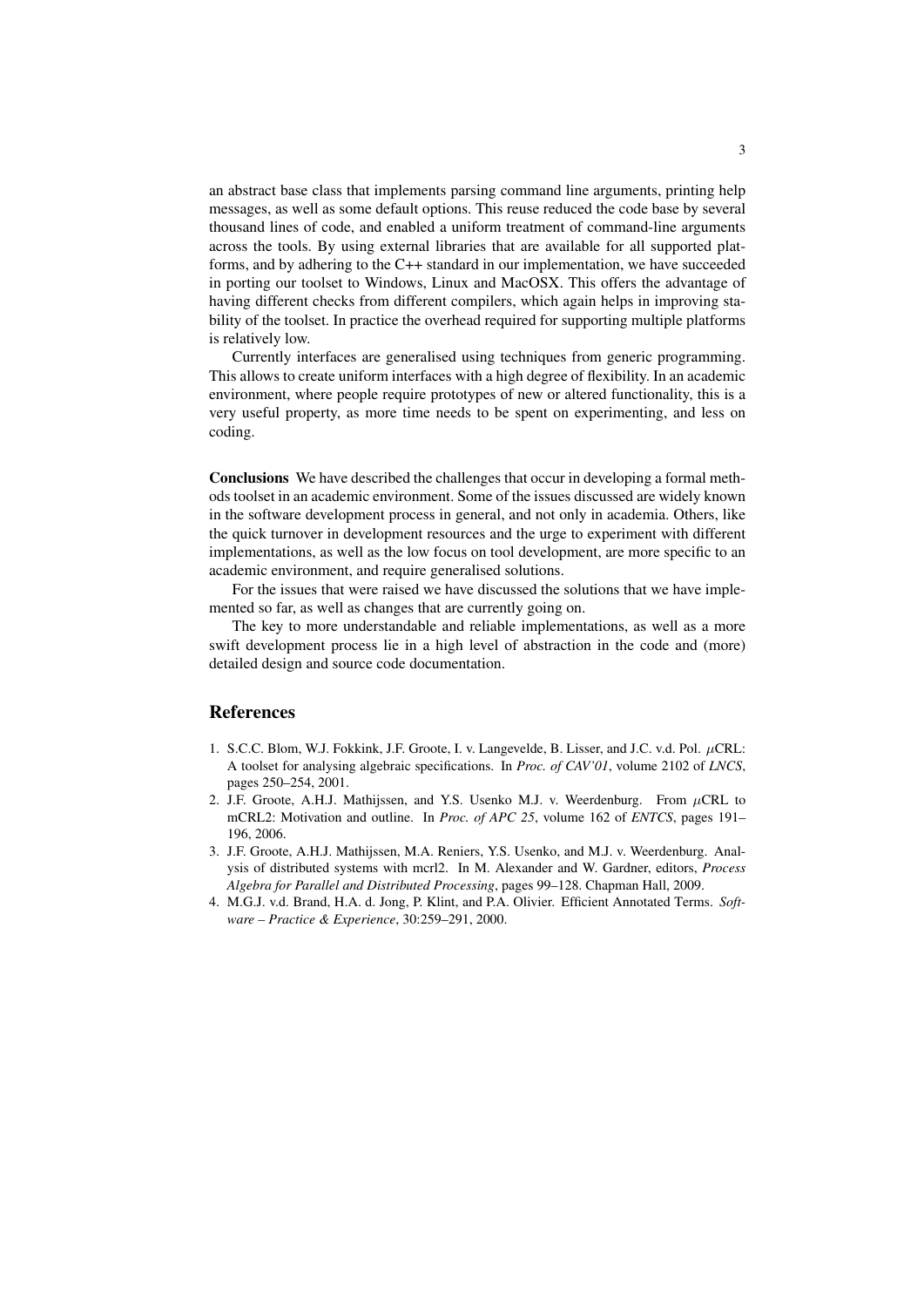an abstract base class that implements parsing command line arguments, printing help messages, as well as some default options. This reuse reduced the code base by several thousand lines of code, and enabled a uniform treatment of command-line arguments across the tools. By using external libraries that are available for all supported platforms, and by adhering to the C++ standard in our implementation, we have succeeded in porting our toolset to Windows, Linux and MacOSX. This offers the advantage of having different checks from different compilers, which again helps in improving stability of the toolset. In practice the overhead required for supporting multiple platforms is relatively low.

Currently interfaces are generalised using techniques from generic programming. This allows to create uniform interfaces with a high degree of flexibility. In an academic environment, where people require prototypes of new or altered functionality, this is a very useful property, as more time needs to be spent on experimenting, and less on coding.

**Conclusions** We have described the challenges that occur in developing a formal methods toolset in an academic environment. Some of the issues discussed are widely known in the software development process in general, and not only in academia. Others, like the quick turnover in development resources and the urge to experiment with different implementations, as well as the low focus on tool development, are more specific to an academic environment, and require generalised solutions.

For the issues that were raised we have discussed the solutions that we have implemented so far, as well as changes that are currently going on.

The key to more understandable and reliable implementations, as well as a more swift development process lie in a high level of abstraction in the code and (more) detailed design and source code documentation.

## References

1. S.C.C. Blom, W.J. Fokkink, J.F. Groote, I. v. Langevelde, B. Lisser, and J.C. v.d. Pol. $\mu$CRL: A toolset for analysing algebraic specifications. In *Proc. of CAV'01*, volume 2102 of *LNCS*, pages 250–254, 2001.
2. J.F. Groote, A.H.J. Mathijssen, and Y.S. Usenko M.J. v. Weerdenburg. From $\mu$CRL to mCRL2: Motivation and outline. In *Proc. of APC 25*, volume 162 of *ENTCS*, pages 191–196, 2006.
3. J.F. Groote, A.H.J. Mathijssen, M.A. Reniers, Y.S. Usenko, and M.J. v. Weerdenburg. Analysis of distributed systems with mcrl2. In M. Alexander and W. Gardner, editors, *Process Algebra for Parallel and Distributed Processing*, pages 99–128. Chapman Hall, 2009.
4. M.G.J. v.d. Brand, H.A. d. Jong, P. Klint, and P.A. Olivier. Efficient Annotated Terms. *Software – Practice & Experience*, 30:259–291, 2000.